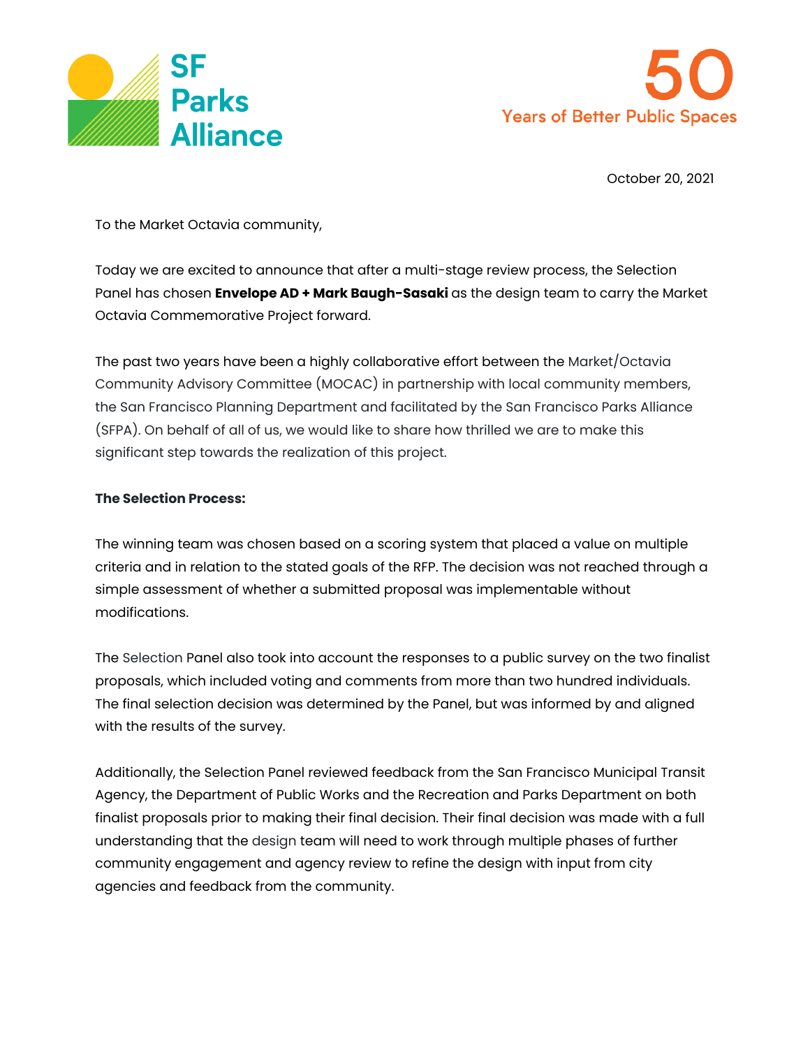SF Parks Alliance

50 Years of Better Public Spaces

October 20, 2021

To the Market Octavia community,

Today we are excited to announce that after a multi-stage review process, the Selection Panel has chosen **Envelope AD + Mark Baugh-Sasaki** as the design team to carry the Market Octavia Commemorative Project forward.

The past two years have been a highly collaborative effort between the Market/Octavia Community Advisory Committee (MOCAC) in partnership with local community members, the San Francisco Planning Department and facilitated by the San Francisco Parks Alliance (SFPA). On behalf of all of us, we would like to share how thrilled we are to make this significant step towards the realization of this project.

**The Selection Process:**

The winning team was chosen based on a scoring system that placed a value on multiple criteria and in relation to the stated goals of the RFP. The decision was not reached through a simple assessment of whether a submitted proposal was implementable without modifications.

The Selection Panel also took into account the responses to a public survey on the two finalist proposals, which included voting and comments from more than two hundred individuals. The final selection decision was determined by the Panel, but was informed by and aligned with the results of the survey.

Additionally, the Selection Panel reviewed feedback from the San Francisco Municipal Transit Agency, the Department of Public Works and the Recreation and Parks Department on both finalist proposals prior to making their final decision. Their final decision was made with a full understanding that the design team will need to work through multiple phases of further community engagement and agency review to refine the design with input from city agencies and feedback from the community.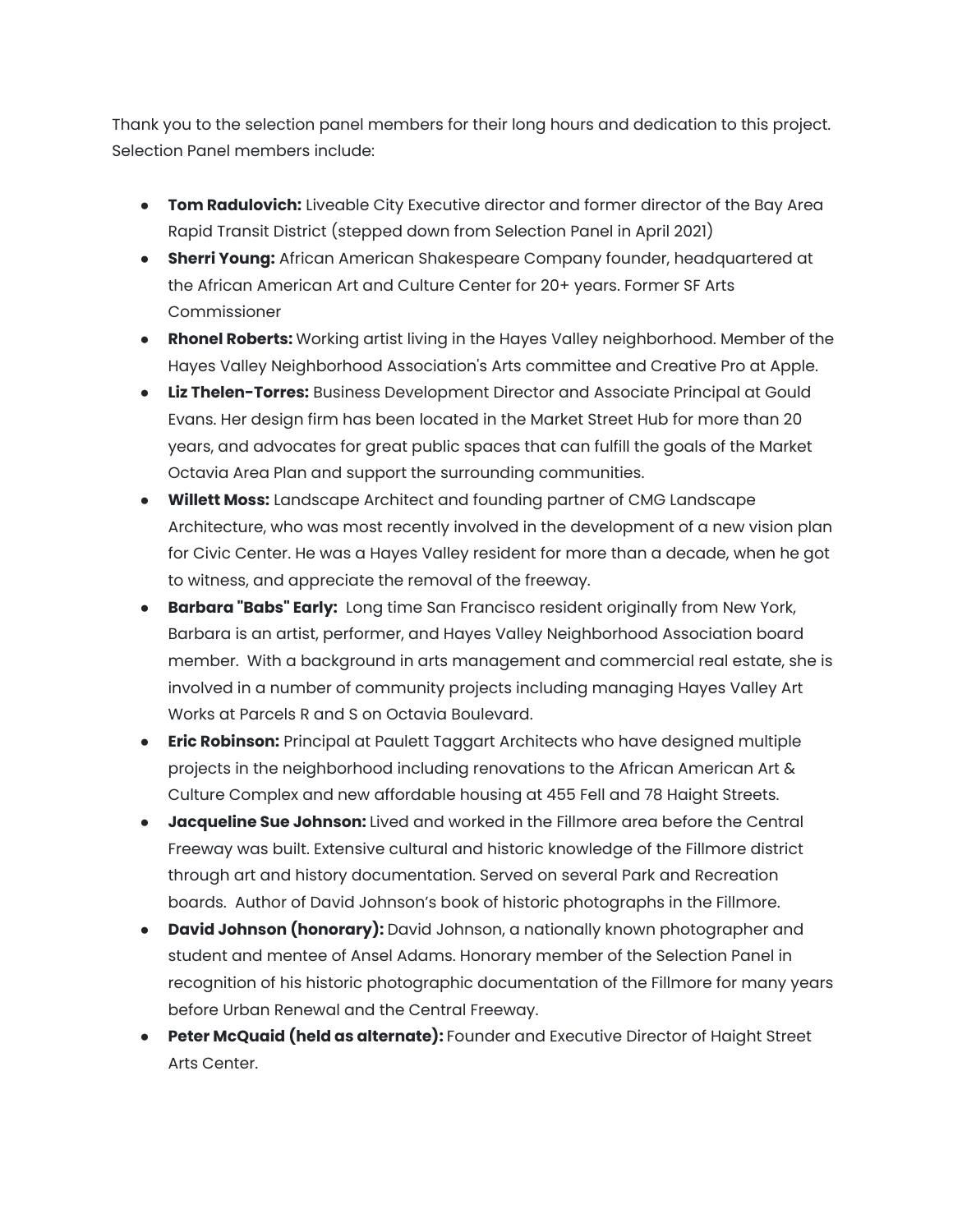Thank you to the selection panel members for their long hours and dedication to this project. Selection Panel members include:

- **Tom Radulovich:** Liveable City Executive director and former director of the Bay Area Rapid Transit District (stepped down from Selection Panel in April 2021)
- **Sherri Young:** African American Shakespeare Company founder, headquartered at the African American Art and Culture Center for 20+ years. Former SF Arts Commissioner
- **Rhonel Roberts:** Working artist living in the Hayes Valley neighborhood. Member of the Hayes Valley Neighborhood Association's Arts committee and Creative Pro at Apple.
- **Liz Thelen-Torres:** Business Development Director and Associate Principal at Gould Evans. Her design firm has been located in the Market Street Hub for more than 20 years, and advocates for great public spaces that can fulfill the goals of the Market Octavia Area Plan and support the surrounding communities.
- **Willett Moss:** Landscape Architect and founding partner of CMG Landscape Architecture, who was most recently involved in the development of a new vision plan for Civic Center. He was a Hayes Valley resident for more than a decade, when he got to witness, and appreciate the removal of the freeway.
- **Barbara "Babs" Early:** Long time San Francisco resident originally from New York, Barbara is an artist, performer, and Hayes Valley Neighborhood Association board member. With a background in arts management and commercial real estate, she is involved in a number of community projects including managing Hayes Valley Art Works at Parcels R and S on Octavia Boulevard.
- **Eric Robinson:** Principal at Paulett Taggart Architects who have designed multiple projects in the neighborhood including renovations to the African American Art & Culture Complex and new affordable housing at 455 Fell and 78 Haight Streets.
- **Jacqueline Sue Johnson:** Lived and worked in the Fillmore area before the Central Freeway was built. Extensive cultural and historic knowledge of the Fillmore district through art and history documentation. Served on several Park and Recreation boards. Author of David Johnson's book of historic photographs in the Fillmore.
- **David Johnson (honorary):** David Johnson, a nationally known photographer and student and mentee of Ansel Adams. Honorary member of the Selection Panel in recognition of his historic photographic documentation of the Fillmore for many years before Urban Renewal and the Central Freeway.
- **Peter McQuaid (held as alternate):** Founder and Executive Director of Haight Street Arts Center.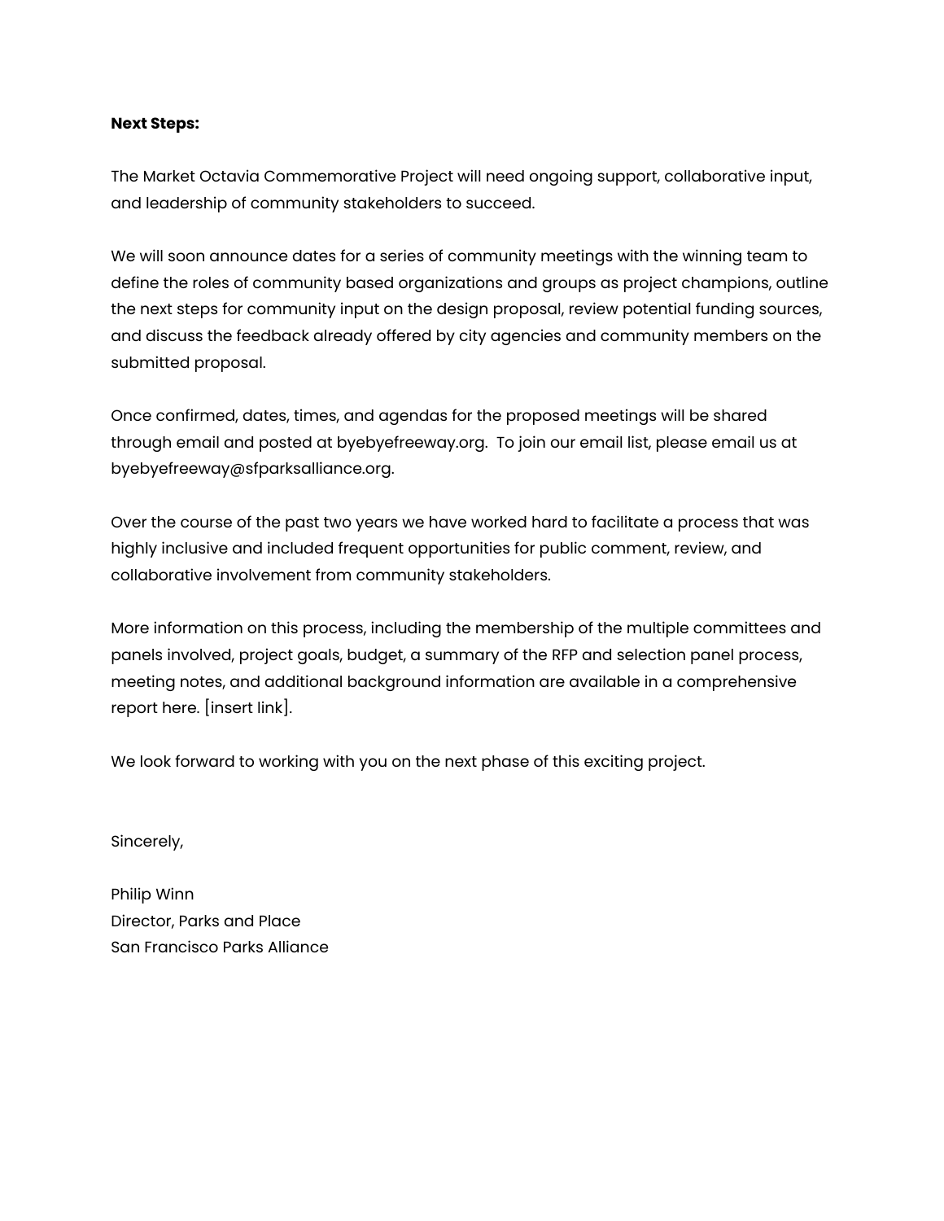**Next Steps:**

The Market Octavia Commemorative Project will need ongoing support, collaborative input, and leadership of community stakeholders to succeed.

We will soon announce dates for a series of community meetings with the winning team to define the roles of community based organizations and groups as project champions, outline the next steps for community input on the design proposal, review potential funding sources, and discuss the feedback already offered by city agencies and community members on the submitted proposal.

Once confirmed, dates, times, and agendas for the proposed meetings will be shared through email and posted at byebyefreeway.org.  To join our email list, please email us at byebyefreeway@sfparksalliance.org.

Over the course of the past two years we have worked hard to facilitate a process that was highly inclusive and included frequent opportunities for public comment, review, and collaborative involvement from community stakeholders.

More information on this process, including the membership of the multiple committees and panels involved, project goals, budget, a summary of the RFP and selection panel process, meeting notes, and additional background information are available in a comprehensive report here. [insert link].

We look forward to working with you on the next phase of this exciting project.

Sincerely,

Philip Winn
Director, Parks and Place
San Francisco Parks Alliance